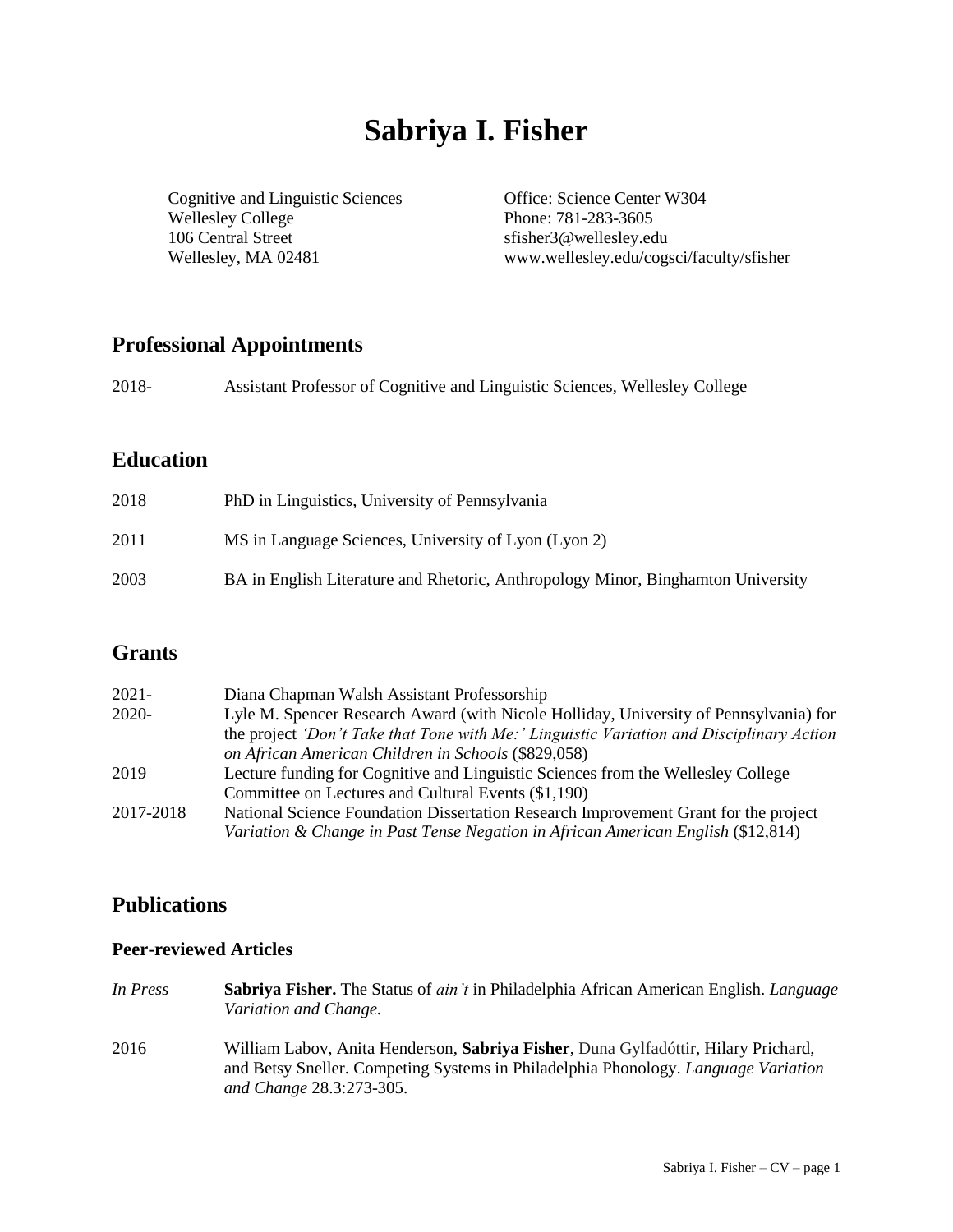# Sabriya I. Fisher

Cognitive and Linguistic Sciences
Wellesley College
106 Central Street
Wellesley, MA 02481

Office: Science Center W304
Phone: 781-283-3605
sfisher3@wellesley.edu
www.wellesley.edu/cogsci/faculty/sfisher

## Professional Appointments

2018- Assistant Professor of Cognitive and Linguistic Sciences, Wellesley College

## Education

2018 PhD in Linguistics, University of Pennsylvania

2011 MS in Language Sciences, University of Lyon (Lyon 2)

2003 BA in English Literature and Rhetoric, Anthropology Minor, Binghamton University

## Grants

2021- Diana Chapman Walsh Assistant Professorship

2020- Lyle M. Spencer Research Award (with Nicole Holliday, University of Pennsylvania) for the project *'Don't Take that Tone with Me:' Linguistic Variation and Disciplinary Action on African American Children in Schools* ($829,058)

2019 Lecture funding for Cognitive and Linguistic Sciences from the Wellesley College Committee on Lectures and Cultural Events ($1,190)

2017-2018 National Science Foundation Dissertation Research Improvement Grant for the project *Variation & Change in Past Tense Negation in African American English* ($12,814)

## Publications

### Peer-reviewed Articles

*In Press* **Sabriya Fisher.** The Status of *ain't* in Philadelphia African American English. *Language Variation and Change.*

2016 William Labov, Anita Henderson, **Sabriya Fisher**, Duna Gylfadóttir, Hilary Prichard, and Betsy Sneller. Competing Systems in Philadelphia Phonology. *Language Variation and Change* 28.3:273-305.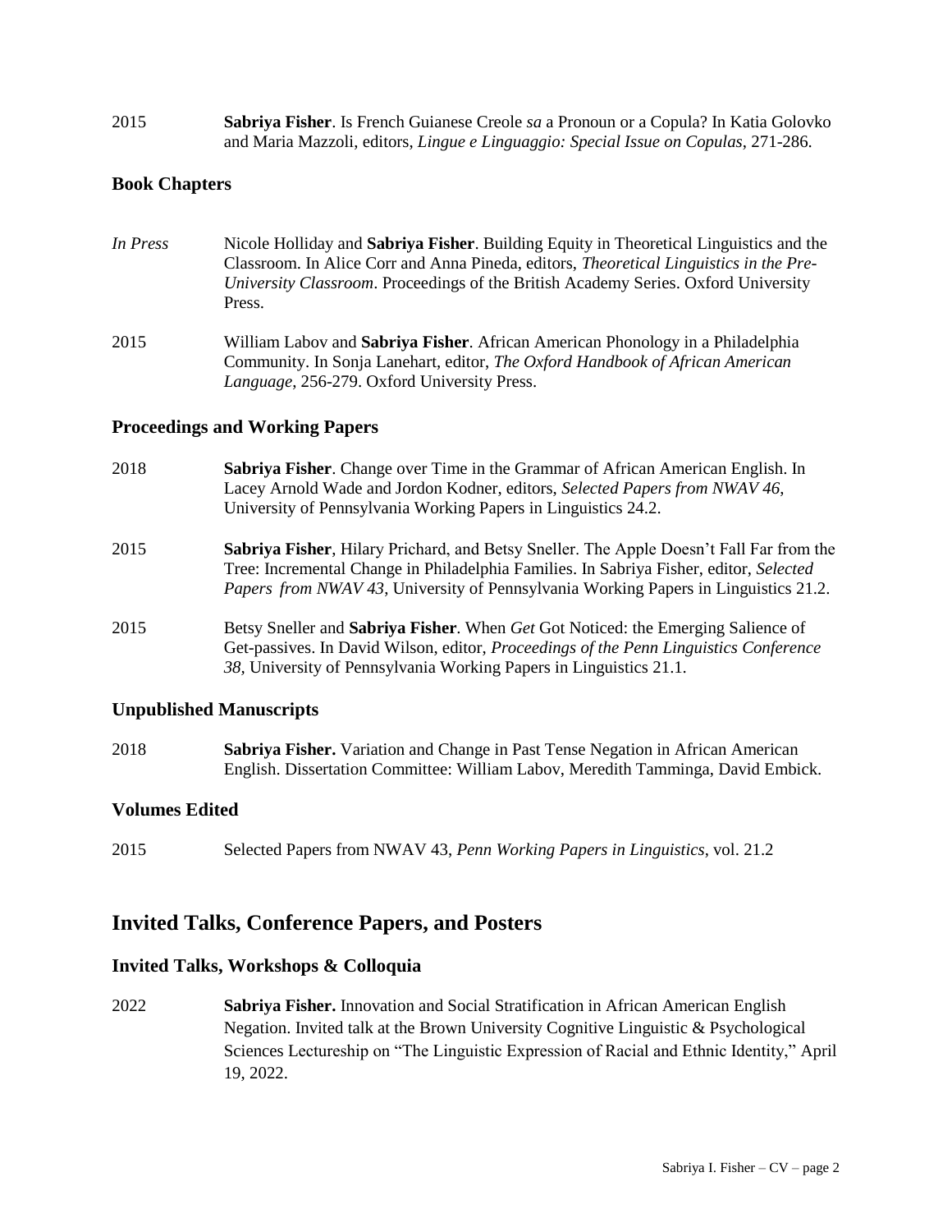2015 **Sabriya Fisher**. Is French Guianese Creole *sa* a Pronoun or a Copula? In Katia Golovko and Maria Mazzoli, editors, *Lingue e Linguaggio: Special Issue on Copulas*, 271-286.

### Book Chapters

*In Press* Nicole Holliday and **Sabriya Fisher**. Building Equity in Theoretical Linguistics and the Classroom. In Alice Corr and Anna Pineda, editors, *Theoretical Linguistics in the Pre-University Classroom*. Proceedings of the British Academy Series. Oxford University Press.

2015 William Labov and **Sabriya Fisher**. African American Phonology in a Philadelphia Community. In Sonja Lanehart, editor, *The Oxford Handbook of African American Language*, 256-279. Oxford University Press.

### Proceedings and Working Papers

2018 **Sabriya Fisher**. Change over Time in the Grammar of African American English. In Lacey Arnold Wade and Jordon Kodner, editors, *Selected Papers from NWAV 46*, University of Pennsylvania Working Papers in Linguistics 24.2.

2015 **Sabriya Fisher**, Hilary Prichard, and Betsy Sneller. The Apple Doesn't Fall Far from the Tree: Incremental Change in Philadelphia Families. In Sabriya Fisher, editor, *Selected Papers from NWAV 43*, University of Pennsylvania Working Papers in Linguistics 21.2.

2015 Betsy Sneller and **Sabriya Fisher**. When *Get* Got Noticed: the Emerging Salience of Get-passives. In David Wilson, editor, *Proceedings of the Penn Linguistics Conference 38*, University of Pennsylvania Working Papers in Linguistics 21.1.

### Unpublished Manuscripts

2018 **Sabriya Fisher.** Variation and Change in Past Tense Negation in African American English. Dissertation Committee: William Labov, Meredith Tamminga, David Embick.

### Volumes Edited

2015 Selected Papers from NWAV 43, *Penn Working Papers in Linguistics*, vol. 21.2

## Invited Talks, Conference Papers, and Posters

### Invited Talks, Workshops & Colloquia

2022 **Sabriya Fisher.** Innovation and Social Stratification in African American English Negation. Invited talk at the Brown University Cognitive Linguistic & Psychological Sciences Lectureship on "The Linguistic Expression of Racial and Ethnic Identity," April 19, 2022.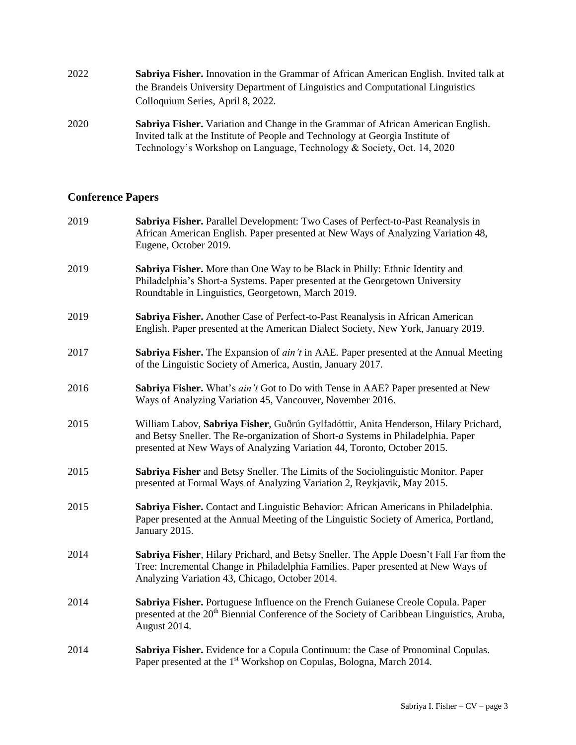2022 **Sabriya Fisher.** Innovation in the Grammar of African American English. Invited talk at the Brandeis University Department of Linguistics and Computational Linguistics Colloquium Series, April 8, 2022.

2020 **Sabriya Fisher.** Variation and Change in the Grammar of African American English. Invited talk at the Institute of People and Technology at Georgia Institute of Technology's Workshop on Language, Technology & Society, Oct. 14, 2020

## Conference Papers

2019 **Sabriya Fisher.** Parallel Development: Two Cases of Perfect-to-Past Reanalysis in African American English. Paper presented at New Ways of Analyzing Variation 48, Eugene, October 2019.

2019 **Sabriya Fisher.** More than One Way to be Black in Philly: Ethnic Identity and Philadelphia's Short-a Systems. Paper presented at the Georgetown University Roundtable in Linguistics, Georgetown, March 2019.

2019 **Sabriya Fisher.** Another Case of Perfect-to-Past Reanalysis in African American English. Paper presented at the American Dialect Society, New York, January 2019.

2017 **Sabriya Fisher.** The Expansion of *ain't* in AAE. Paper presented at the Annual Meeting of the Linguistic Society of America, Austin, January 2017.

2016 **Sabriya Fisher.** What's *ain't* Got to Do with Tense in AAE? Paper presented at New Ways of Analyzing Variation 45, Vancouver, November 2016.

2015 William Labov, **Sabriya Fisher**, Guðrún Gylfadóttir, Anita Henderson, Hilary Prichard, and Betsy Sneller. The Re-organization of Short-*a* Systems in Philadelphia. Paper presented at New Ways of Analyzing Variation 44, Toronto, October 2015.

2015 **Sabriya Fisher** and Betsy Sneller. The Limits of the Sociolinguistic Monitor. Paper presented at Formal Ways of Analyzing Variation 2, Reykjavik, May 2015.

2015 **Sabriya Fisher.** Contact and Linguistic Behavior: African Americans in Philadelphia. Paper presented at the Annual Meeting of the Linguistic Society of America, Portland, January 2015.

2014 **Sabriya Fisher**, Hilary Prichard, and Betsy Sneller. The Apple Doesn't Fall Far from the Tree: Incremental Change in Philadelphia Families. Paper presented at New Ways of Analyzing Variation 43, Chicago, October 2014.

2014 **Sabriya Fisher.** Portuguese Influence on the French Guianese Creole Copula. Paper presented at the 20th Biennial Conference of the Society of Caribbean Linguistics, Aruba, August 2014.

2014 **Sabriya Fisher.** Evidence for a Copula Continuum: the Case of Pronominal Copulas. Paper presented at the 1st Workshop on Copulas, Bologna, March 2014.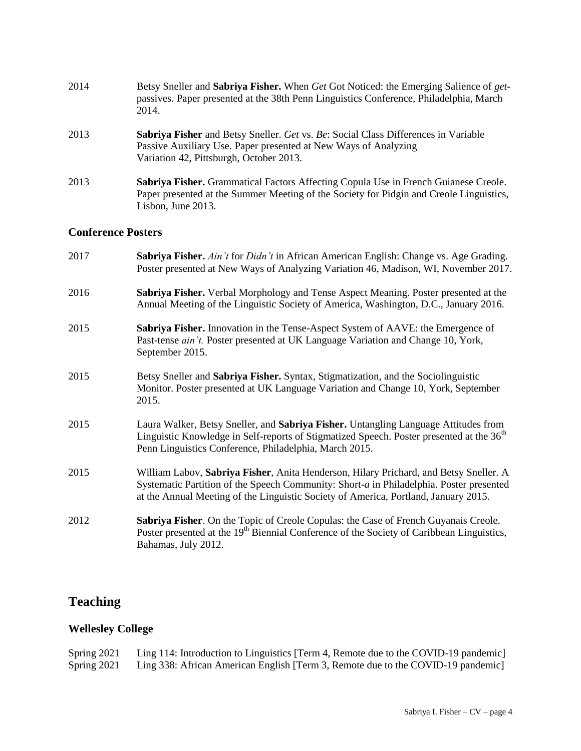2014 Betsy Sneller and **Sabriya Fisher.** When *Get* Got Noticed: the Emerging Salience of *get*-passives. Paper presented at the 38th Penn Linguistics Conference, Philadelphia, March 2014.

2013 **Sabriya Fisher** and Betsy Sneller. *Get* vs. *Be*: Social Class Differences in Variable Passive Auxiliary Use. Paper presented at New Ways of Analyzing Variation 42, Pittsburgh, October 2013.

2013 **Sabriya Fisher.** Grammatical Factors Affecting Copula Use in French Guianese Creole. Paper presented at the Summer Meeting of the Society for Pidgin and Creole Linguistics, Lisbon, June 2013.

### Conference Posters

2017 **Sabriya Fisher.** *Ain't* for *Didn't* in African American English: Change vs. Age Grading. Poster presented at New Ways of Analyzing Variation 46, Madison, WI, November 2017.

2016 **Sabriya Fisher.** Verbal Morphology and Tense Aspect Meaning. Poster presented at the Annual Meeting of the Linguistic Society of America, Washington, D.C., January 2016.

2015 **Sabriya Fisher.** Innovation in the Tense-Aspect System of AAVE: the Emergence of Past-tense *ain't.* Poster presented at UK Language Variation and Change 10, York, September 2015.

2015 Betsy Sneller and **Sabriya Fisher.** Syntax, Stigmatization, and the Sociolinguistic Monitor. Poster presented at UK Language Variation and Change 10, York, September 2015.

2015 Laura Walker, Betsy Sneller, and **Sabriya Fisher.** Untangling Language Attitudes from Linguistic Knowledge in Self-reports of Stigmatized Speech. Poster presented at the 36th Penn Linguistics Conference, Philadelphia, March 2015.

2015 William Labov, **Sabriya Fisher**, Anita Henderson, Hilary Prichard, and Betsy Sneller. A Systematic Partition of the Speech Community: Short-*a* in Philadelphia. Poster presented at the Annual Meeting of the Linguistic Society of America, Portland, January 2015.

2012 **Sabriya Fisher**. On the Topic of Creole Copulas: the Case of French Guyanais Creole. Poster presented at the 19th Biennial Conference of the Society of Caribbean Linguistics, Bahamas, July 2012.

## Teaching

### Wellesley College

Spring 2021 Ling 114: Introduction to Linguistics [Term 4, Remote due to the COVID-19 pandemic]
Spring 2021 Ling 338: African American English [Term 3, Remote due to the COVID-19 pandemic]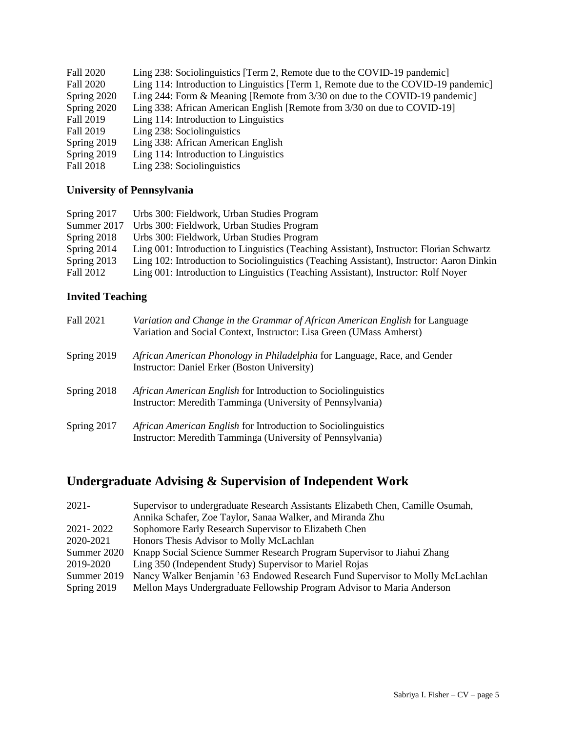Fall 2020 Ling 238: Sociolinguistics [Term 2, Remote due to the COVID-19 pandemic]
Fall 2020 Ling 114: Introduction to Linguistics [Term 1, Remote due to the COVID-19 pandemic]
Spring 2020 Ling 244: Form & Meaning [Remote from 3/30 on due to the COVID-19 pandemic]
Spring 2020 Ling 338: African American English [Remote from 3/30 on due to COVID-19]
Fall 2019 Ling 114: Introduction to Linguistics
Fall 2019 Ling 238: Sociolinguistics
Spring 2019 Ling 338: African American English
Spring 2019 Ling 114: Introduction to Linguistics
Fall 2018 Ling 238: Sociolinguistics

### University of Pennsylvania

Spring 2017 Urbs 300: Fieldwork, Urban Studies Program
Summer 2017 Urbs 300: Fieldwork, Urban Studies Program
Spring 2018 Urbs 300: Fieldwork, Urban Studies Program
Spring 2014 Ling 001: Introduction to Linguistics (Teaching Assistant), Instructor: Florian Schwartz
Spring 2013 Ling 102: Introduction to Sociolinguistics (Teaching Assistant), Instructor: Aaron Dinkin
Fall 2012 Ling 001: Introduction to Linguistics (Teaching Assistant), Instructor: Rolf Noyer

### Invited Teaching

Fall 2021 *Variation and Change in the Grammar of African American English* for Language Variation and Social Context, Instructor: Lisa Green (UMass Amherst)

Spring 2019 *African American Phonology in Philadelphia* for Language, Race, and Gender Instructor: Daniel Erker (Boston University)

Spring 2018 *African American English* for Introduction to Sociolinguistics Instructor: Meredith Tamminga (University of Pennsylvania)

Spring 2017 *African American English* for Introduction to Sociolinguistics Instructor: Meredith Tamminga (University of Pennsylvania)

## Undergraduate Advising & Supervision of Independent Work

2021- Supervisor to undergraduate Research Assistants Elizabeth Chen, Camille Osumah, Annika Schafer, Zoe Taylor, Sanaa Walker, and Miranda Zhu
2021- 2022 Sophomore Early Research Supervisor to Elizabeth Chen
2020-2021 Honors Thesis Advisor to Molly McLachlan
Summer 2020 Knapp Social Science Summer Research Program Supervisor to Jiahui Zhang
2019-2020 Ling 350 (Independent Study) Supervisor to Mariel Rojas
Summer 2019 Nancy Walker Benjamin '63 Endowed Research Fund Supervisor to Molly McLachlan
Spring 2019 Mellon Mays Undergraduate Fellowship Program Advisor to Maria Anderson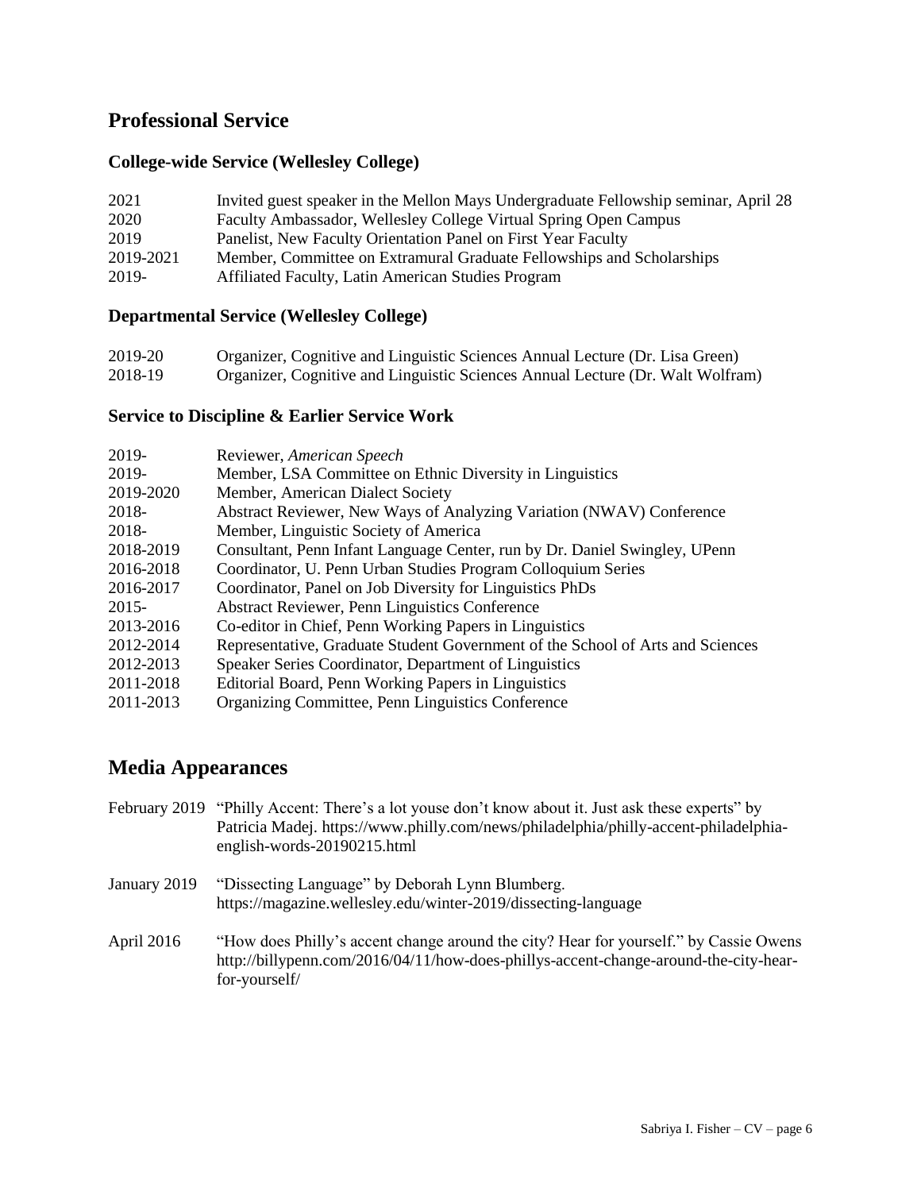## Professional Service

### College-wide Service (Wellesley College)

| | |
|---|---|
| 2021 | Invited guest speaker in the Mellon Mays Undergraduate Fellowship seminar, April 28 |
| 2020 | Faculty Ambassador, Wellesley College Virtual Spring Open Campus |
| 2019 | Panelist, New Faculty Orientation Panel on First Year Faculty |
| 2019-2021 | Member, Committee on Extramural Graduate Fellowships and Scholarships |
| 2019- | Affiliated Faculty, Latin American Studies Program |

### Departmental Service (Wellesley College)

| | |
|---|---|
| 2019-20 | Organizer, Cognitive and Linguistic Sciences Annual Lecture (Dr. Lisa Green) |
| 2018-19 | Organizer, Cognitive and Linguistic Sciences Annual Lecture (Dr. Walt Wolfram) |

### Service to Discipline & Earlier Service Work

| | |
|---|---|
| 2019- | Reviewer, *American Speech* |
| 2019- | Member, LSA Committee on Ethnic Diversity in Linguistics |
| 2019-2020 | Member, American Dialect Society |
| 2018- | Abstract Reviewer, New Ways of Analyzing Variation (NWAV) Conference |
| 2018- | Member, Linguistic Society of America |
| 2018-2019 | Consultant, Penn Infant Language Center, run by Dr. Daniel Swingley, UPenn |
| 2016-2018 | Coordinator, U. Penn Urban Studies Program Colloquium Series |
| 2016-2017 | Coordinator, Panel on Job Diversity for Linguistics PhDs |
| 2015- | Abstract Reviewer, Penn Linguistics Conference |
| 2013-2016 | Co-editor in Chief, Penn Working Papers in Linguistics |
| 2012-2014 | Representative, Graduate Student Government of the School of Arts and Sciences |
| 2012-2013 | Speaker Series Coordinator, Department of Linguistics |
| 2011-2018 | Editorial Board, Penn Working Papers in Linguistics |
| 2011-2013 | Organizing Committee, Penn Linguistics Conference |

## Media Appearances

| | |
|---|---|
| February 2019 | "Philly Accent: There's a lot youse don't know about it. Just ask these experts" by Patricia Madej. https://www.philly.com/news/philadelphia/philly-accent-philadelphia-english-words-20190215.html |
| January 2019 | "Dissecting Language" by Deborah Lynn Blumberg. https://magazine.wellesley.edu/winter-2019/dissecting-language |
| April 2016 | "How does Philly's accent change around the city? Hear for yourself." by Cassie Owens http://billypenn.com/2016/04/11/how-does-phillys-accent-change-around-the-city-hear-for-yourself/ |